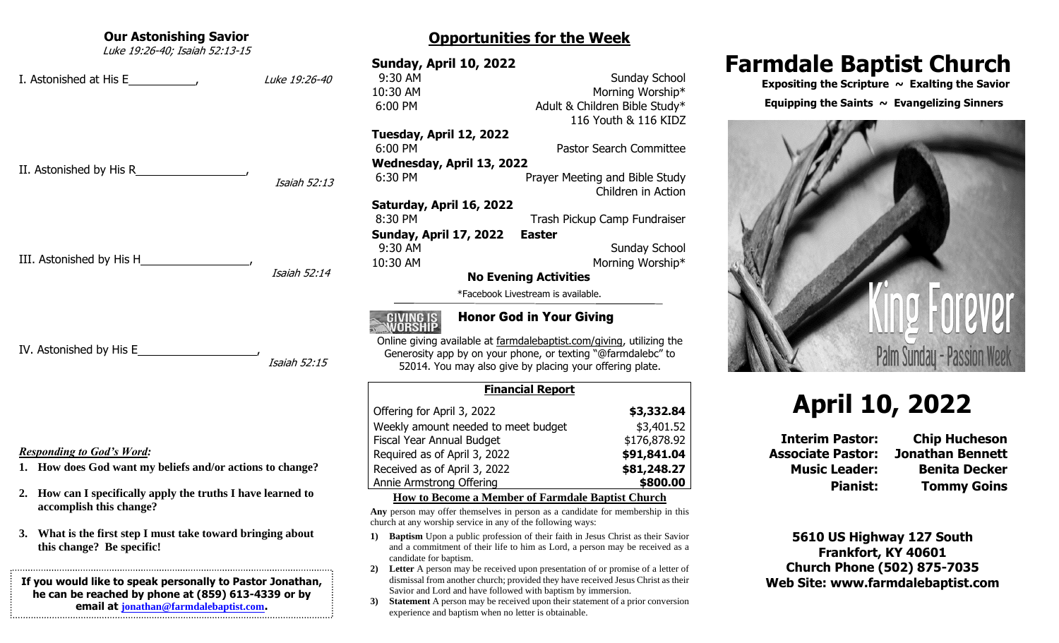## Our Astonishing Savior

*Luke 19:26-40; Isaiah 52:13-15*

I. Astonished at His E\_\_\_\_\_\_\_\_\_\_\_, *Luke 19:26-40*

II. Astonished by His R\_\_\_\_\_\_\_\_\_\_\_\_\_\_\_\_\_\_, *Isaiah 52:13*

III. Astonished by His H\_\_\_\_\_\_\_\_\_\_\_\_\_\_\_\_\_\_, *Isaiah 52:14*

IV. Astonished by His E\_\_\_\_\_\_\_\_\_\_\_\_\_\_\_\_\_\_\_, *Isaiah 52:15*

***Responding to God's Word:***

1. **How does God want my beliefs and/or actions to change?**
2. **How can I specifically apply the truths I have learned to accomplish this change?**
3. **What is the first step I must take toward bringing about this change? Be specific!**

**If you would like to speak personally to Pastor Jonathan, he can be reached by phone at (859) 613-4339 or by email at jonathan@farmdalebaptist.com.**

## Opportunities for the Week

**Sunday, April 10, 2022**
- 9:30 AM — Sunday School
- 10:30 AM — Morning Worship*
- 6:00 PM — Adult & Children Bible Study* 116 Youth & 116 KIDZ

**Tuesday, April 12, 2022**
- 6:00 PM — Pastor Search Committee

**Wednesday, April 13, 2022**
- 6:30 PM — Prayer Meeting and Bible Study, Children in Action

**Saturday, April 16, 2022**
- 8:30 PM — Trash Pickup Camp Fundraiser

**Sunday, April 17, 2022 Easter**
- 9:30 AM — Sunday School
- 10:30 AM — Morning Worship*

**No Evening Activities**

*Facebook Livestream is available.

### Honor God in Your Giving

Online giving available at farmdalebaptist.com/giving, utilizing the Generosity app by on your phone, or texting "@farmdalebc" to 52014. You may also give by placing your offering plate.

| **Financial Report** | |
|---|---|
| Offering for April 3, 2022 | **$3,332.84** |
| Weekly amount needed to meet budget | $3,401.52 |
| Fiscal Year Annual Budget | $176,878.92 |
| Required as of April 3, 2022 | **$91,841.04** |
| Received as of April 3, 2022 | **$81,248.27** |
| Annie Armstrong Offering | **$800.00** |

### How to Become a Member of Farmdale Baptist Church

**Any** person may offer themselves in person as a candidate for membership in this church at any worship service in any of the following ways:

1) **Baptism** Upon a public profession of their faith in Jesus Christ as their Savior and a commitment of their life to him as Lord, a person may be received as a candidate for baptism.
2) **Letter** A person may be received upon presentation of or promise of a letter of dismissal from another church; provided they have received Jesus Christ as their Savior and Lord and have followed with baptism by immersion.
3) **Statement** A person may be received upon their statement of a prior conversion experience and baptism when no letter is obtainable.

# Farmdale Baptist Church

**Expositing the Scripture ~ Exalting the Savior**

**Equipping the Saints ~ Evangelizing Sinners**

King Forever
Palm Sunday - Passion Week

# April 10, 2022

| | |
|---|---|
| **Interim Pastor:** | **Chip Hucheson** |
| **Associate Pastor:** | **Jonathan Bennett** |
| **Music Leader:** | **Benita Decker** |
| **Pianist:** | **Tommy Goins** |

**5610 US Highway 127 South**
**Frankfort, KY 40601**
**Church Phone (502) 875-7035**
**Web Site: www.farmdalebaptist.com**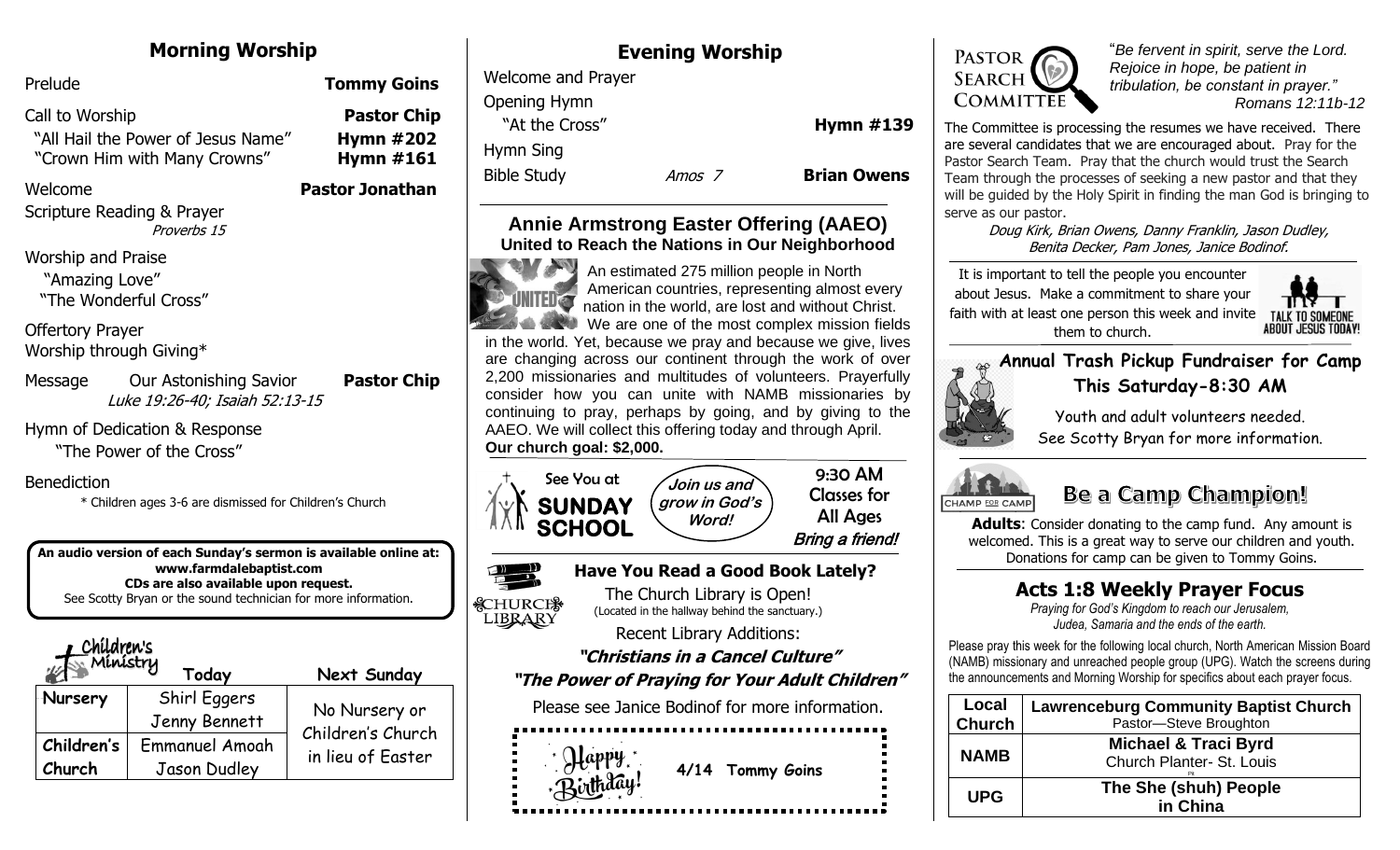## Morning Worship

Prelude **Tommy Goins**

Call to Worship **Pastor Chip**

"All Hail the Power of Jesus Name" **Hymn #202**
"Crown Him with Many Crowns" **Hymn #161**

Welcome **Pastor Jonathan**

Scripture Reading & Prayer
*Proverbs 15*

Worship and Praise
"Amazing Love"
"The Wonderful Cross"

Offertory Prayer
Worship through Giving*

Message Our Astonishing Savior **Pastor Chip**
*Luke 19:26-40; Isaiah 52:13-15*

Hymn of Dedication & Response
"The Power of the Cross"

Benediction

\* Children ages 3-6 are dismissed for Children's Church

**An audio version of each Sunday's sermon is available online at: www.farmdalebaptist.com**
**CDs are also available upon request.**
See Scotty Bryan or the sound technician for more information.

### Children's Ministry

| | Today | Next Sunday |
|---|---|---|
| Nursery | Shirl Eggers<br>Jenny Bennett | No Nursery or Children's Church in lieu of Easter |
| Children's Church | Emmanuel Amoah<br>Jason Dudley | |

## Evening Worship

Welcome and Prayer

Opening Hymn
"At the Cross" **Hymn #139**

Hymn Sing

Bible Study *Amos 7* **Brian Owens**

### Annie Armstrong Easter Offering (AAEO)
**United to Reach the Nations in Our Neighborhood**

An estimated 275 million people in North American countries, representing almost every nation in the world, are lost and without Christ. We are one of the most complex mission fields in the world. Yet, because we pray and because we give, lives are changing across our continent through the work of over 2,200 missionaries and multitudes of volunteers. Prayerfully consider how you can unite with NAMB missionaries by continuing to pray, perhaps by going, and by giving to the AAEO. We will collect this offering today and through April.
**Our church goal: $2,000.**

See You at **SUNDAY SCHOOL**

*Join us and grow in God's Word!*

9:30 AM Classes for All Ages
*Bring a friend!*

### Have You Read a Good Book Lately?

CHURCH LIBRARY

The Church Library is Open!
(Located in the hallway behind the sanctuary.)

Recent Library Additions:

***"Christians in a Cancel Culture"***

***"The Power of Praying for Your Adult Children"***

Please see Janice Bodinof for more information.

Happy Birthday! **4/14 Tommy Goins**

## Pastor Search Committee

"*Be fervent in spirit, serve the Lord. Rejoice in hope, be patient in tribulation, be constant in prayer.*" *Romans 12:11b-12*

The Committee is processing the resumes we have received. There are several candidates that we are encouraged about. Pray for the Pastor Search Team. Pray that the church would trust the Search Team through the processes of seeking a new pastor and that they will be guided by the Holy Spirit in finding the man God is bringing to serve as our pastor.

*Doug Kirk, Brian Owens, Danny Franklin, Jason Dudley, Benita Decker, Pam Jones, Janice Bodinof.*

It is important to tell the people you encounter about Jesus. Make a commitment to share your faith with at least one person this week and invite them to church.

TALK TO SOMEONE ABOUT JESUS TODAY!

### Annual Trash Pickup Fundraiser for Camp This Saturday-8:30 AM

Youth and adult volunteers needed.
See Scotty Bryan for more information.

### Be a Camp Champion!

CHAMP FOR CAMP

**Adults**: Consider donating to the camp fund. Any amount is welcomed. This is a great way to serve our children and youth. Donations for camp can be given to Tommy Goins.

### Acts 1:8 Weekly Prayer Focus

*Praying for God's Kingdom to reach our Jerusalem, Judea, Samaria and the ends of the earth.*

Please pray this week for the following local church, North American Mission Board (NAMB) missionary and unreached people group (UPG). Watch the screens during the announcements and Morning Worship for specifics about each prayer focus.

| | |
|---|---|
| **Local Church** | **Lawrenceburg Community Baptist Church**<br>Pastor—Steve Broughton |
| **NAMB** | **Michael & Traci Byrd**<br>Church Planter- St. Louis |
| **UPG** | **The She (shuh) People in China** |